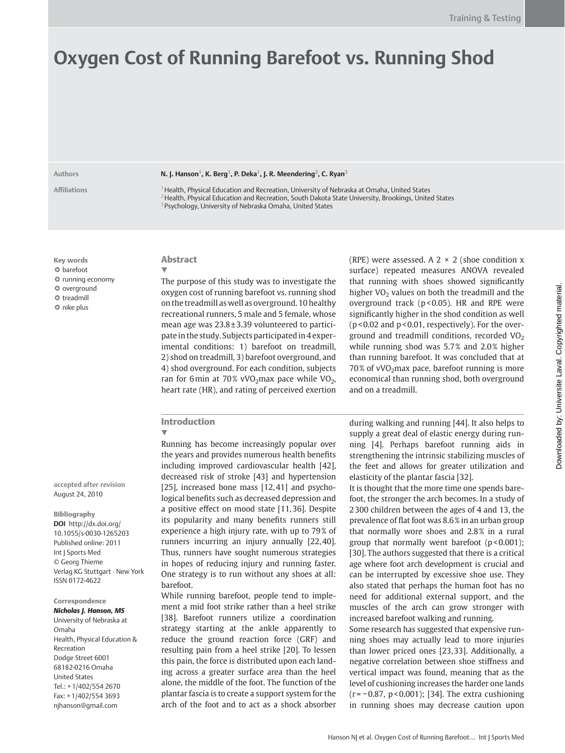# Oxygen Cost of Running Barefoot vs. Running Shod

**Authors** N. J. Hanson[1], K. Berg[1], P. Deka[1], J. R. Meendering[2], C. Ryan[3]

**Affiliations**
[1] Health, Physical Education and Recreation, University of Nebraska at Omaha, United States
[2] Health, Physical Education and Recreation, South Dakota State University, Brookings, United States
[3] Psychology, University of Nebraska Omaha, United States

**Key words**
- barefoot
- running economy
- overground
- treadmill
- nike plus

**accepted after revision**
August 24, 2010

**Bibliography**
**DOI** http://dx.doi.org/10.1055/s-0030-1265203
Published online: 2011
Int J Sports Med
© Georg Thieme Verlag KG Stuttgart · New York
ISSN 0172-4622

**Correspondence**
***Nicholas J. Hanson, MS***
University of Nebraska at Omaha
Health, Physical Education & Recreation
Dodge Street 6001
68182-0216 Omaha
United States
Tel.: +1/402/554 2670
Fax: +1/402/554 3693
njhanson@gmail.com

## Abstract

The purpose of this study was to investigate the oxygen cost of running barefoot vs. running shod on the treadmill as well as overground. 10 healthy recreational runners, 5 male and 5 female, whose mean age was 23.8±3.39 volunteered to participate in the study. Subjects participated in 4 experimental conditions: 1) barefoot on treadmill, 2) shod on treadmill, 3) barefoot overground, and 4) shod overground. For each condition, subjects ran for 6 min at 70% $vVO_2max$ pace while $VO_2$, heart rate (HR), and rating of perceived exertion (RPE) were assessed. A 2 × 2 (shoe condition x surface) repeated measures ANOVA revealed that running with shoes showed significantly higher $VO_2$ values on both the treadmill and the overground track ($p<0.05$). HR and RPE were significantly higher in the shod condition as well ($p<0.02$ and $p<0.01$, respectively). For the overground and treadmill conditions, recorded $VO_2$ while running shod was 5.7% and 2.0% higher than running barefoot. It was concluded that at 70% of $vVO_2max$ pace, barefoot running is more economical than running shod, both overground and on a treadmill.

## Introduction

Running has become increasingly popular over the years and provides numerous health benefits including improved cardiovascular health [42], decreased risk of stroke [43] and hypertension [25], increased bone mass [12,41] and psychological benefits such as decreased depression and a positive effect on mood state [11,36]. Despite its popularity and many benefits runners still experience a high injury rate, with up to 79% of runners incurring an injury annually [22,40]. Thus, runners have sought numerous strategies in hopes of reducing injury and running faster. One strategy is to run without any shoes at all: barefoot.

While running barefoot, people tend to implement a mid foot strike rather than a heel strike [38]. Barefoot runners utilize a coordination strategy starting at the ankle apparently to reduce the ground reaction force (GRF) and resulting pain from a heel strike [20]. To lessen this pain, the force is distributed upon each landing across a greater surface area than the heel alone, the middle of the foot. The function of the plantar fascia is to create a support system for the arch of the foot and to act as a shock absorber during walking and running [44]. It also helps to supply a great deal of elastic energy during running [4]. Perhaps barefoot running aids in strengthening the intrinsic stabilizing muscles of the feet and allows for greater utilization and elasticity of the plantar fascia [32].

It is thought that the more time one spends barefoot, the stronger the arch becomes. In a study of 2300 children between the ages of 4 and 13, the prevalence of flat foot was 8.6% in an urban group that normally wore shoes and 2.8% in a rural group that normally went barefoot ($p<0.001$); [30]. The authors suggested that there is a critical age where foot arch development is crucial and can be interrupted by excessive shoe use. They also stated that perhaps the human foot has no need for additional external support, and the muscles of the arch can grow stronger with increased barefoot walking and running.

Some research has suggested that expensive running shoes may actually lead to more injuries than lower priced ones [23,33]. Additionally, a negative correlation between shoe stiffness and vertical impact was found, meaning that as the level of cushioning increases the harder one lands ($r=-0.87$, $p<0.001$); [34]. The extra cushioning in running shoes may decrease caution upon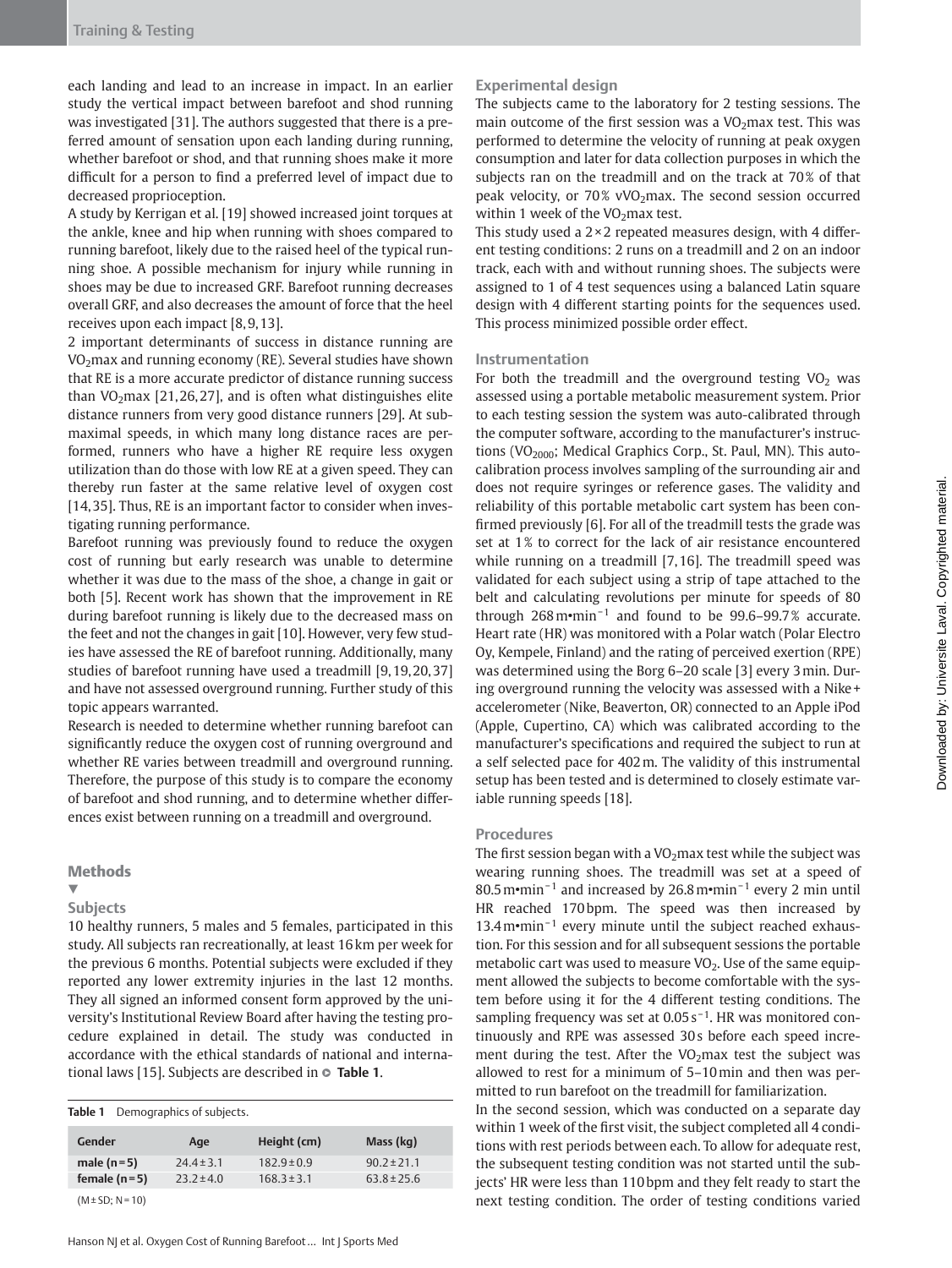each landing and lead to an increase in impact. In an earlier study the vertical impact between barefoot and shod running was investigated [31]. The authors suggested that there is a preferred amount of sensation upon each landing during running, whether barefoot or shod, and that running shoes make it more difficult for a person to find a preferred level of impact due to decreased proprioception.

A study by Kerrigan et al. [19] showed increased joint torques at the ankle, knee and hip when running with shoes compared to running barefoot, likely due to the raised heel of the typical running shoe. A possible mechanism for injury while running in shoes may be due to increased GRF. Barefoot running decreases overall GRF, and also decreases the amount of force that the heel receives upon each impact [8,9,13].

2 important determinants of success in distance running are $VO_2$max and running economy (RE). Several studies have shown that RE is a more accurate predictor of distance running success than $VO_2$max [21,26,27], and is often what distinguishes elite distance runners from very good distance runners [29]. At submaximal speeds, in which many long distance races are performed, runners who have a higher RE require less oxygen utilization than do those with low RE at a given speed. They can thereby run faster at the same relative level of oxygen cost [14,35]. Thus, RE is an important factor to consider when investigating running performance.

Barefoot running was previously found to reduce the oxygen cost of running but early research was unable to determine whether it was due to the mass of the shoe, a change in gait or both [5]. Recent work has shown that the improvement in RE during barefoot running is likely due to the decreased mass on the feet and not the changes in gait [10]. However, very few studies have assessed the RE of barefoot running. Additionally, many studies of barefoot running have used a treadmill [9,19,20,37] and have not assessed overground running. Further study of this topic appears warranted.

Research is needed to determine whether running barefoot can significantly reduce the oxygen cost of running overground and whether RE varies between treadmill and overground running. Therefore, the purpose of this study is to compare the economy of barefoot and shod running, and to determine whether differences exist between running on a treadmill and overground.

## Methods

### Subjects

10 healthy runners, 5 males and 5 females, participated in this study. All subjects ran recreationally, at least 16 km per week for the previous 6 months. Potential subjects were excluded if they reported any lower extremity injuries in the last 12 months. They all signed an informed consent form approved by the university's Institutional Review Board after having the testing procedure explained in detail. The study was conducted in accordance with the ethical standards of national and international laws [15]. Subjects are described in **Table 1**.

**Table 1** Demographics of subjects.

| Gender | Age | Height (cm) | Mass (kg) |
|---|---|---|---|
| **male (n=5)** | 24.4±3.1 | 182.9±0.9 | 90.2±21.1 |
| **female (n=5)** | 23.2±4.0 | 168.3±3.1 | 63.8±25.6 |

(M±SD; N=10)

### Experimental design

The subjects came to the laboratory for 2 testing sessions. The main outcome of the first session was a $VO_2$max test. This was performed to determine the velocity of running at peak oxygen consumption and later for data collection purposes in which the subjects ran on the treadmill and on the track at 70% of that peak velocity, or 70% v$VO_2$max. The second session occurred within 1 week of the $VO_2$max test.

This study used a 2×2 repeated measures design, with 4 different testing conditions: 2 runs on a treadmill and 2 on an indoor track, each with and without running shoes. The subjects were assigned to 1 of 4 test sequences using a balanced Latin square design with 4 different starting points for the sequences used. This process minimized possible order effect.

### Instrumentation

For both the treadmill and the overground testing $VO_2$ was assessed using a portable metabolic measurement system. Prior to each testing session the system was auto-calibrated through the computer software, according to the manufacturer's instructions ($VO_{2000}$; Medical Graphics Corp., St. Paul, MN). This auto-calibration process involves sampling of the surrounding air and does not require syringes or reference gases. The validity and reliability of this portable metabolic cart system has been confirmed previously [6]. For all of the treadmill tests the grade was set at 1% to correct for the lack of air resistance encountered while running on a treadmill [7,16]. The treadmill speed was validated for each subject using a strip of tape attached to the belt and calculating revolutions per minute for speeds of 80 through 268 $m \cdot min^{-1}$ and found to be 99.6–99.7% accurate. Heart rate (HR) was monitored with a Polar watch (Polar Electro Oy, Kempele, Finland) and the rating of perceived exertion (RPE) was determined using the Borg 6–20 scale [3] every 3 min. During overground running the velocity was assessed with a Nike+ accelerometer (Nike, Beaverton, OR) connected to an Apple iPod (Apple, Cupertino, CA) which was calibrated according to the manufacturer's specifications and required the subject to run at a self selected pace for 402 m. The validity of this instrumental setup has been tested and is determined to closely estimate variable running speeds [18].

### Procedures

The first session began with a $VO_2$max test while the subject was wearing running shoes. The treadmill was set at a speed of 80.5 $m \cdot min^{-1}$ and increased by 26.8 $m \cdot min^{-1}$ every 2 min until HR reached 170 bpm. The speed was then increased by 13.4 $m \cdot min^{-1}$ every minute until the subject reached exhaustion. For this session and for all subsequent sessions the portable metabolic cart was used to measure $VO_2$. Use of the same equipment allowed the subjects to become comfortable with the system before using it for the 4 different testing conditions. The sampling frequency was set at 0.05 $s^{-1}$. HR was monitored continuously and RPE was assessed 30 s before each speed increment during the test. After the $VO_2$max test the subject was allowed to rest for a minimum of 5–10 min and then was permitted to run barefoot on the treadmill for familiarization.

In the second session, which was conducted on a separate day within 1 week of the first visit, the subject completed all 4 conditions with rest periods between each. To allow for adequate rest, the subsequent testing condition was not started until the subjects' HR were less than 110 bpm and they felt ready to start the next testing condition. The order of testing conditions varied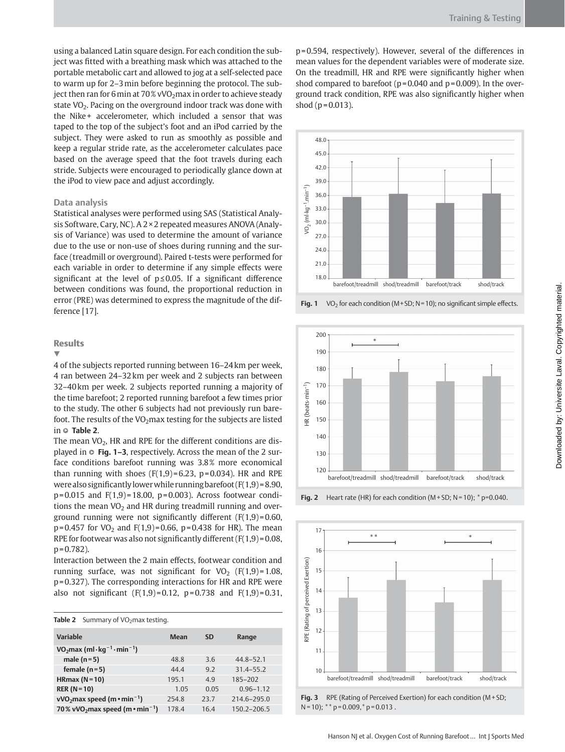using a balanced Latin square design. For each condition the subject was fitted with a breathing mask which was attached to the portable metabolic cart and allowed to jog at a self-selected pace to warm up for 2–3 min before beginning the protocol. The subject then ran for 6 min at 70 % $vVO_2max$ in order to achieve steady state $VO_2$. Pacing on the overground indoor track was done with the Nike+ accelerometer, which included a sensor that was taped to the top of the subject's foot and an iPod carried by the subject. They were asked to run as smoothly as possible and keep a regular stride rate, as the accelerometer calculates pace based on the average speed that the foot travels during each stride. Subjects were encouraged to periodically glance down at the iPod to view pace and adjust accordingly.

### Data analysis

Statistical analyses were performed using SAS (Statistical Analysis Software, Cary, NC). A 2 × 2 repeated measures ANOVA (Analysis of Variance) was used to determine the amount of variance due to the use or non-use of shoes during running and the surface (treadmill or overground). Paired t-tests were performed for each variable in order to determine if any simple effects were significant at the level of $p \leq 0.05$. If a significant difference between conditions was found, the proportional reduction in error (PRE) was determined to express the magnitude of the difference [17].

## Results

4 of the subjects reported running between 16–24 km per week, 4 ran between 24–32 km per week and 2 subjects ran between 32–40 km per week. 2 subjects reported running a majority of the time barefoot; 2 reported running barefoot a few times prior to the study. The other 6 subjects had not previously run barefoot. The results of the $VO_2max$ testing for the subjects are listed in **Table 2**.

The mean $VO_2$, HR and RPE for the different conditions are displayed in **Fig. 1–3**, respectively. Across the mean of the 2 surface conditions barefoot running was 3.8 % more economical than running with shoes ($F(1,9) = 6.23$, $p = 0.034$). HR and RPE were also significantly lower while running barefoot ($F(1,9) = 8.90$, $p = 0.015$ and $F(1,9) = 18.00$, $p = 0.003$). Across footwear conditions the mean $VO_2$ and HR during treadmill running and overground running were not significantly different ($F(1,9) = 0.60$, $p = 0.457$ for $VO_2$ and $F(1,9) = 0.66$, $p = 0.438$ for HR). The mean RPE for footwear was also not significantly different ($F(1,9) = 0.08$, $p = 0.782$).

Interaction between the 2 main effects, footwear condition and running surface, was not significant for $VO_2$ ($F(1,9) = 1.08$, $p = 0.327$). The corresponding interactions for HR and RPE were also not significant ($F(1,9) = 0.12$, $p = 0.738$ and $F(1,9) = 0.31$, $p = 0.594$, respectively). However, several of the differences in mean values for the dependent variables were of moderate size. On the treadmill, HR and RPE were significantly higher when shod compared to barefoot ($p = 0.040$ and $p = 0.009$). In the overground track condition, RPE was also significantly higher when shod ($p = 0.013$).

**Table 2** Summary of $VO_2max$ testing.

| Variable | Mean | SD | Range |
|---|---|---|---|
| **$VO_2max$ ($ml \cdot kg^{-1} \cdot min^{-1}$)** | | | |
| **male (n = 5)** | 48.8 | 3.6 | 44.8–52.1 |
| **female (n = 5)** | 44.4 | 9.2 | 31.4–55.2 |
| **HRmax (N = 10)** | 195.1 | 4.9 | 185–202 |
| **RER (N = 10)** | 1.05 | 0.05 | 0.96–1.12 |
| **$vVO_2max$ speed ($m \cdot min^{-1}$)** | 254.8 | 23.7 | 214.6–295.0 |
| **70 % $vVO_2max$ speed ($m \cdot min^{-1}$)** | 178.4 | 16.4 | 150.2–206.5 |

**Fig. 1** $VO_2$ for each condition (M + SD; N = 10); no significant simple effects.

**Fig. 2** Heart rate (HR) for each condition (M + SD; N = 10); * p = 0.040.

**Fig. 3** RPE (Rating of Perceived Exertion) for each condition (M + SD; N = 10); ** p = 0.009, * p = 0.013 .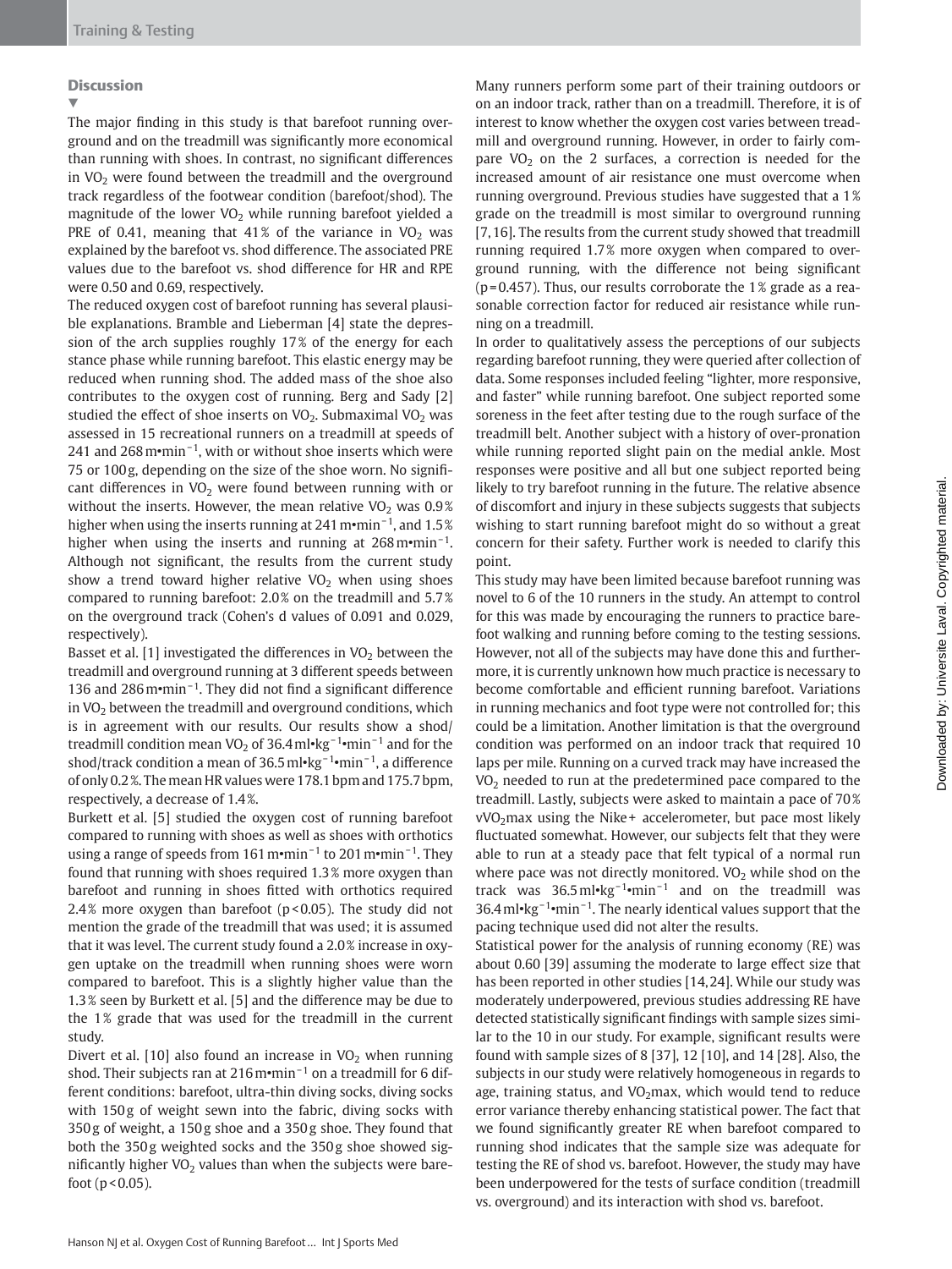## Discussion

The major finding in this study is that barefoot running overground and on the treadmill was significantly more economical than running with shoes. In contrast, no significant differences in $VO_2$ were found between the treadmill and the overground track regardless of the footwear condition (barefoot/shod). The magnitude of the lower $VO_2$ while running barefoot yielded a PRE of 0.41, meaning that 41% of the variance in $VO_2$ was explained by the barefoot vs. shod difference. The associated PRE values due to the barefoot vs. shod difference for HR and RPE were 0.50 and 0.69, respectively.

The reduced oxygen cost of barefoot running has several plausible explanations. Bramble and Lieberman [4] state the depression of the arch supplies roughly 17% of the energy for each stance phase while running barefoot. This elastic energy may be reduced when running shod. The added mass of the shoe also contributes to the oxygen cost of running. Berg and Sady [2] studied the effect of shoe inserts on $VO_2$. Submaximal $VO_2$ was assessed in 15 recreational runners on a treadmill at speeds of 241 and 268 $m \cdot min^{-1}$, with or without shoe inserts which were 75 or 100 g, depending on the size of the shoe worn. No significant differences in $VO_2$ were found between running with or without the inserts. However, the mean relative $VO_2$ was 0.9% higher when using the inserts running at 241 $m \cdot min^{-1}$, and 1.5% higher when using the inserts and running at 268 $m \cdot min^{-1}$. Although not significant, the results from the current study show a trend toward higher relative $VO_2$ when using shoes compared to running barefoot: 2.0% on the treadmill and 5.7% on the overground track (Cohen's d values of 0.091 and 0.029, respectively).

Basset et al. [1] investigated the differences in $VO_2$ between the treadmill and overground running at 3 different speeds between 136 and 286 $m \cdot min^{-1}$. They did not find a significant difference in $VO_2$ between the treadmill and overground conditions, which is in agreement with our results. Our results show a shod/treadmill condition mean $VO_2$ of 36.4 $ml \cdot kg^{-1} \cdot min^{-1}$ and for the shod/track condition a mean of 36.5 $ml \cdot kg^{-1} \cdot min^{-1}$, a difference of only 0.2%. The mean HR values were 178.1 bpm and 175.7 bpm, respectively, a decrease of 1.4%.

Burkett et al. [5] studied the oxygen cost of running barefoot compared to running with shoes as well as shoes with orthotics using a range of speeds from 161 $m \cdot min^{-1}$ to 201 $m \cdot min^{-1}$. They found that running with shoes required 1.3% more oxygen than barefoot and running in shoes fitted with orthotics required 2.4% more oxygen than barefoot ($p < 0.05$). The study did not mention the grade of the treadmill that was used; it is assumed that it was level. The current study found a 2.0% increase in oxygen uptake on the treadmill when running shoes were worn compared to barefoot. This is a slightly higher value than the 1.3% seen by Burkett et al. [5] and the difference may be due to the 1% grade that was used for the treadmill in the current study.

Divert et al. [10] also found an increase in $VO_2$ when running shod. Their subjects ran at 216 $m \cdot min^{-1}$ on a treadmill for 6 different conditions: barefoot, ultra-thin diving socks, diving socks with 150 g of weight sewn into the fabric, diving socks with 350 g of weight, a 150 g shoe and a 350 g shoe. They found that both the 350 g weighted socks and the 350 g shoe showed significantly higher $VO_2$ values than when the subjects were barefoot ($p < 0.05$).

Many runners perform some part of their training outdoors or on an indoor track, rather than on a treadmill. Therefore, it is of interest to know whether the oxygen cost varies between treadmill and overground running. However, in order to fairly compare $VO_2$ on the 2 surfaces, a correction is needed for the increased amount of air resistance one must overcome when running overground. Previous studies have suggested that a 1% grade on the treadmill is most similar to overground running [7,16]. The results from the current study showed that treadmill running required 1.7% more oxygen when compared to overground running, with the difference not being significant ($p = 0.457$). Thus, our results corroborate the 1% grade as a reasonable correction factor for reduced air resistance while running on a treadmill.

In order to qualitatively assess the perceptions of our subjects regarding barefoot running, they were queried after collection of data. Some responses included feeling "lighter, more responsive, and faster" while running barefoot. One subject reported some soreness in the feet after testing due to the rough surface of the treadmill belt. Another subject with a history of over-pronation while running reported slight pain on the medial ankle. Most responses were positive and all but one subject reported being likely to try barefoot running in the future. The relative absence of discomfort and injury in these subjects suggests that subjects wishing to start running barefoot might do so without a great concern for their safety. Further work is needed to clarify this point.

This study may have been limited because barefoot running was novel to 6 of the 10 runners in the study. An attempt to control for this was made by encouraging the runners to practice barefoot walking and running before coming to the testing sessions. However, not all of the subjects may have done this and furthermore, it is currently unknown how much practice is necessary to become comfortable and efficient running barefoot. Variations in running mechanics and foot type were not controlled for; this could be a limitation. Another limitation is that the overground condition was performed on an indoor track that required 10 laps per mile. Running on a curved track may have increased the $VO_2$ needed to run at the predetermined pace compared to the treadmill. Lastly, subjects were asked to maintain a pace of 70% $vVO_2max$ using the Nike+ accelerometer, but pace most likely fluctuated somewhat. However, our subjects felt that they were able to run at a steady pace that felt typical of a normal run where pace was not directly monitored. $VO_2$ while shod on the track was 36.5 $ml \cdot kg^{-1} \cdot min^{-1}$ and on the treadmill was 36.4 $ml \cdot kg^{-1} \cdot min^{-1}$. The nearly identical values support that the pacing technique used did not alter the results.

Statistical power for the analysis of running economy (RE) was about 0.60 [39] assuming the moderate to large effect size that has been reported in other studies [14,24]. While our study was moderately underpowered, previous studies addressing RE have detected statistically significant findings with sample sizes similar to the 10 in our study. For example, significant results were found with sample sizes of 8 [37], 12 [10], and 14 [28]. Also, the subjects in our study were relatively homogeneous in regards to age, training status, and $VO_2max$, which would tend to reduce error variance thereby enhancing statistical power. The fact that we found significantly greater RE when barefoot compared to running shod indicates that the sample size was adequate for testing the RE of shod vs. barefoot. However, the study may have been underpowered for the tests of surface condition (treadmill vs. overground) and its interaction with shod vs. barefoot.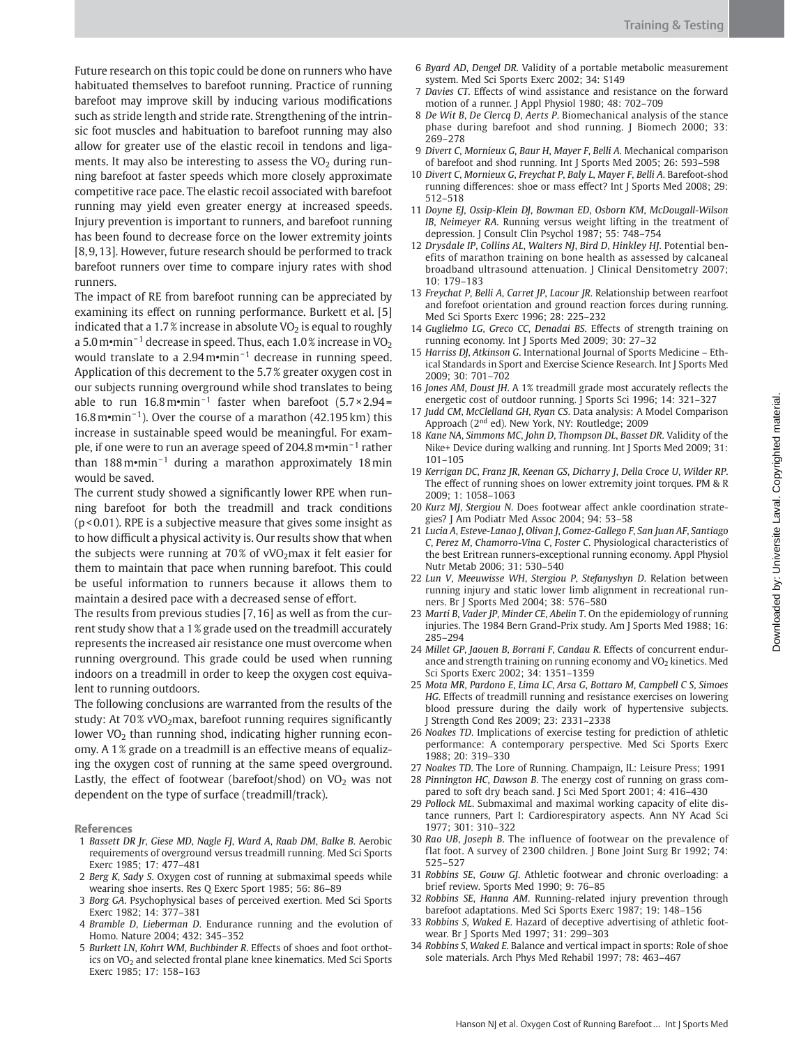Future research on this topic could be done on runners who have habituated themselves to barefoot running. Practice of running barefoot may improve skill by inducing various modifications such as stride length and stride rate. Strengthening of the intrinsic foot muscles and habituation to barefoot running may also allow for greater use of the elastic recoil in tendons and ligaments. It may also be interesting to assess the $VO_2$ during running barefoot at faster speeds which more closely approximate competitive race pace. The elastic recoil associated with barefoot running may yield even greater energy at increased speeds. Injury prevention is important to runners, and barefoot running has been found to decrease force on the lower extremity joints [8,9,13]. However, future research should be performed to track barefoot runners over time to compare injury rates with shod runners.

The impact of RE from barefoot running can be appreciated by examining its effect on running performance. Burkett et al. [5] indicated that a 1.7% increase in absolute $VO_2$ is equal to roughly a 5.0 $m \cdot min^{-1}$ decrease in speed. Thus, each 1.0% increase in $VO_2$ would translate to a 2.94 $m \cdot min^{-1}$ decrease in running speed. Application of this decrement to the 5.7% greater oxygen cost in our subjects running overground while shod translates to being able to run 16.8 $m \cdot min^{-1}$ faster when barefoot ($5.7 \times 2.94 = 16.8\ m \cdot min^{-1}$). Over the course of a marathon (42.195 km) this increase in sustainable speed would be meaningful. For example, if one were to run an average speed of 204.8 $m \cdot min^{-1}$ rather than 188 $m \cdot min^{-1}$ during a marathon approximately 18 min would be saved.

The current study showed a significantly lower RPE when running barefoot for both the treadmill and track conditions ($p < 0.01$). RPE is a subjective measure that gives some insight as to how difficult a physical activity is. Our results show that when the subjects were running at 70% of $vVO_2max$ it felt easier for them to maintain that pace when running barefoot. This could be useful information to runners because it allows them to maintain a desired pace with a decreased sense of effort.

The results from previous studies [7,16] as well as from the current study show that a 1% grade used on the treadmill accurately represents the increased air resistance one must overcome when running overground. This grade could be used when running indoors on a treadmill in order to keep the oxygen cost equivalent to running outdoors.

The following conclusions are warranted from the results of the study: At 70% $vVO_2max$, barefoot running requires significantly lower $VO_2$ than running shod, indicating higher running economy. A 1% grade on a treadmill is an effective means of equalizing the oxygen cost of running at the same speed overground. Lastly, the effect of footwear (barefoot/shod) on $VO_2$ was not dependent on the type of surface (treadmill/track).

## References

1. *Bassett DR Jr, Giese MD, Nagle FJ, Ward A, Raab DM, Balke B.* Aerobic requirements of overground versus treadmill running. Med Sci Sports Exerc 1985; 17: 477–481
2. *Berg K, Sady S.* Oxygen cost of running at submaximal speeds while wearing shoe inserts. Res Q Exerc Sport 1985; 56: 86–89
3. *Borg GA.* Psychophysical bases of perceived exertion. Med Sci Sports Exerc 1982; 14: 377–381
4. *Bramble D, Lieberman D.* Endurance running and the evolution of Homo. Nature 2004; 432: 345–352
5. *Burkett LN, Kohrt WM, Buchbinder R.* Effects of shoes and foot orthotics on $VO_2$ and selected frontal plane knee kinematics. Med Sci Sports Exerc 1985; 17: 158–163
6. *Byard AD, Dengel DR.* Validity of a portable metabolic measurement system. Med Sci Sports Exerc 2002; 34: S149
7. *Davies CT.* Effects of wind assistance and resistance on the forward motion of a runner. J Appl Physiol 1980; 48: 702–709
8. *De Wit B, De Clercq D, Aerts P.* Biomechanical analysis of the stance phase during barefoot and shod running. J Biomech 2000; 33: 269–278
9. *Divert C, Mornieux G, Baur H, Mayer F, Belli A.* Mechanical comparison of barefoot and shod running. Int J Sports Med 2005; 26: 593–598
10. *Divert C, Mornieux G, Freychat P, Baly L, Mayer F, Belli A.* Barefoot-shod running differences: shoe or mass effect? Int J Sports Med 2008; 29: 512–518
11. *Doyne EJ, Ossip-Klein DJ, Bowman ED, Osborn KM, McDougall-Wilson IB, Neimeyer RA.* Running versus weight lifting in the treatment of depression. J Consult Clin Psychol 1987; 55: 748–754
12. *Drysdale IP, Collins AL, Walters NJ, Bird D, Hinkley HJ.* Potential benefits of marathon training on bone health as assessed by calcaneal broadband ultrasound attenuation. J Clinical Densitometry 2007; 10: 179–183
13. *Freychat P, Belli A, Carret JP, Lacour JR.* Relationship between rearfoot and forefoot orientation and ground reaction forces during running. Med Sci Sports Exerc 1996; 28: 225–232
14. *Guglielmo LG, Greco CC, Denadai BS.* Effects of strength training on running economy. Int J Sports Med 2009; 30: 27–32
15. *Harriss DJ, Atkinson G.* International Journal of Sports Medicine – Ethical Standards in Sport and Exercise Science Research. Int J Sports Med 2009; 30: 701–702
16. *Jones AM, Doust JH.* A 1% treadmill grade most accurately reflects the energetic cost of outdoor running. J Sports Sci 1996; 14: 321–327
17. *Judd CM, McClelland GH, Ryan CS.* Data analysis: A Model Comparison Approach (2nd ed). New York, NY: Routledge; 2009
18. *Kane NA, Simmons MC, John D, Thompson DL, Basset DR.* Validity of the Nike+ Device during walking and running. Int J Sports Med 2009; 31: 101–105
19. *Kerrigan DC, Franz JR, Keenan GS, Dicharry J, Della Croce U, Wilder RP.* The effect of running shoes on lower extremity joint torques. PM & R 2009; 1: 1058–1063
20. *Kurz MJ, Stergiou N.* Does footwear affect ankle coordination strategies? J Am Podiatr Med Assoc 2004; 94: 53–58
21. *Lucia A, Esteve-Lanao J, Olivan J, Gomez-Gallego F, San Juan AF, Santiago C, Perez M, Chamorro-Vina C, Foster C.* Physiological characteristics of the best Eritrean runners-exceptional running economy. Appl Physiol Nutr Metab 2006; 31: 530–540
22. *Lun V, Meeuwisse WH, Stergiou P, Stefanyshyn D.* Relation between running injury and static lower limb alignment in recreational runners. Br J Sports Med 2004; 38: 576–580
23. *Marti B, Vader JP, Minder CE, Abelin T.* On the epidemiology of running injuries. The 1984 Bern Grand-Prix study. Am J Sports Med 1988; 16: 285–294
24. *Millet GP, Jaouen B, Borrani F, Candau R.* Effects of concurrent endurance and strength training on running economy and $VO_2$ kinetics. Med Sci Sports Exerc 2002; 34: 1351–1359
25. *Mota MR, Pardono E, Lima LC, Arsa G, Bottaro M, Campbell C S, Simoes HG.* Effects of treadmill running and resistance exercises on lowering blood pressure during the daily work of hypertensive subjects. J Strength Cond Res 2009; 23: 2331–2338
26. *Noakes TD.* Implications of exercise testing for prediction of athletic performance: A contemporary perspective. Med Sci Sports Exerc 1988; 20: 319–330
27. *Noakes TD.* The Lore of Running. Champaign, IL: Leisure Press; 1991
28. *Pinnington HC, Dawson B.* The energy cost of running on grass compared to soft dry beach sand. J Sci Med Sport 2001; 4: 416–430
29. *Pollock ML.* Submaximal and maximal working capacity of elite distance runners, Part I: Cardiorespiratory aspects. Ann NY Acad Sci 1977; 301: 310–322
30. *Rao UB, Joseph B.* The influence of footwear on the prevalence of flat foot. A survey of 2300 children. J Bone Joint Surg Br 1992; 74: 525–527
31. *Robbins SE, Gouw GJ.* Athletic footwear and chronic overloading: a brief review. Sports Med 1990; 9: 76–85
32. *Robbins SE, Hanna AM.* Running-related injury prevention through barefoot adaptations. Med Sci Sports Exerc 1987; 19: 148–156
33. *Robbins S, Waked E.* Hazard of deceptive advertising of athletic footwear. Br J Sports Med 1997; 31: 299–303
34. *Robbins S, Waked E.* Balance and vertical impact in sports: Role of shoe sole materials. Arch Phys Med Rehabil 1997; 78: 463–467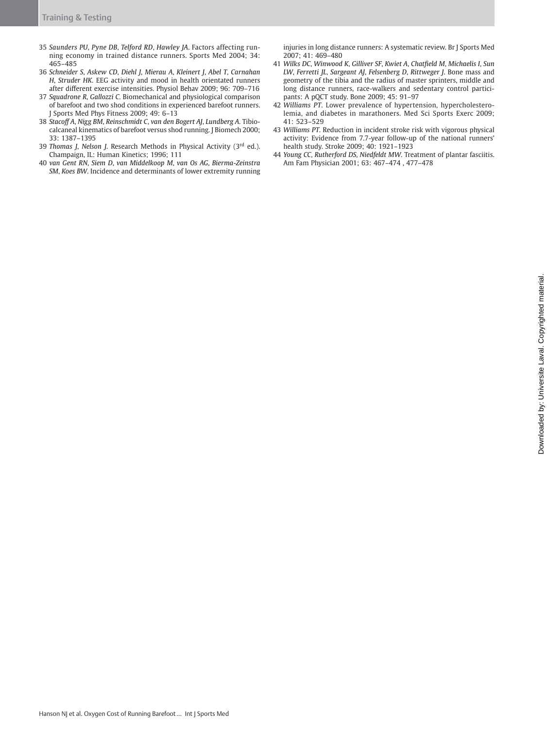35 *Saunders PU, Pyne DB, Telford RD, Hawley JA.* Factors affecting running economy in trained distance runners. Sports Med 2004; 34: 465–485

36 *Schneider S, Askew CD, Diehl J, Mierau A, Kleinert J, Abel T, Carnahan H, Struder HK.* EEG activity and mood in health orientated runners after different exercise intensities. Physiol Behav 2009; 96: 709–716

37 *Squadrone R, Gallozzi C.* Biomechanical and physiological comparison of barefoot and two shod conditions in experienced barefoot runners. J Sports Med Phys Fitness 2009; 49: 6–13

38 *Stacoff A, Nigg BM, Reinschmidt C, van den Bogert AJ, Lundberg A.* Tibiocalcaneal kinematics of barefoot versus shod running. J Biomech 2000; 33: 1387–1395

39 *Thomas J, Nelson J.* Research Methods in Physical Activity (3rd ed.). Champaign, IL: Human Kinetics; 1996; 111

40 *van Gent RN, Siem D, van Middelkoop M, van Os AG, Bierma-Zeinstra SM, Koes BW.* Incidence and determinants of lower extremity running injuries in long distance runners: A systematic review. Br J Sports Med 2007; 41: 469–480

41 *Wilks DC, Winwood K, Gilliver SF, Kwiet A, Chatfield M, Michaelis I, Sun LW, Ferretti JL, Sargeant AJ, Felsenberg D, Rittweger J.* Bone mass and geometry of the tibia and the radius of master sprinters, middle and long distance runners, race-walkers and sedentary control participants: A pQCT study. Bone 2009; 45: 91–97

42 *Williams PT.* Lower prevalence of hypertension, hypercholesterolemia, and diabetes in marathoners. Med Sci Sports Exerc 2009; 41: 523–529

43 *Williams PT.* Reduction in incident stroke risk with vigorous physical activity: Evidence from 7.7-year follow-up of the national runners' health study. Stroke 2009; 40: 1921–1923

44 *Young CC, Rutherford DS, Niedfeldt MW.* Treatment of plantar fasciitis. Am Fam Physician 2001; 63: 467–474 , 477–478